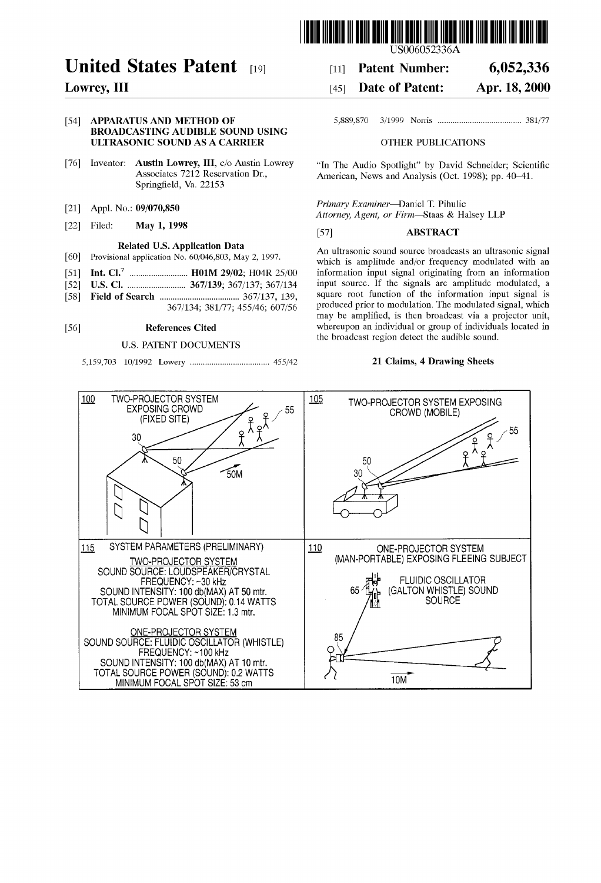US006052336A

# United States Patent [19]

**Lowrey, III**

[11] **Patent Number: 6,052,336**

[45] **Date of Patent: Apr. 18, 2000**

[54] **APPARATUS AND METHOD OF BROADCASTING AUDIBLE SOUND USING ULTRASONIC SOUND AS A CARRIER**

[76] Inventor: **Austin Lowrey, III**, c/o Austin Lowrey Associates 7212 Reservation Dr., Springfield, Va. 22153

[21] Appl. No.: **09/070,850**

[22] Filed: **May 1, 1998**

**Related U.S. Application Data**

[60] Provisional application No. 60/046,803, May 2, 1997.

[51] **Int. Cl.**[7] ........................... **H01M 29/02**; H04R 25/00

[52] **U.S. Cl.** ........................... **367/139**; 367/137; 367/134

[58] **Field of Search** ..................................... 367/137, 139, 367/134; 381/77; 455/46; 607/56

[56] **References Cited**

U.S. PATENT DOCUMENTS

5,159,703 10/1992 Lowery ..................................... 455/42

5,889,870 3/1999 Norris ....................................... 381/77

OTHER PUBLICATIONS

"In The Audio Spotlight" by David Schneider; Scientific American, News and Analysis (Oct. 1998); pp. 40–41.

*Primary Examiner*—Daniel T. Pihulic

*Attorney, Agent, or Firm*—Staas & Halsey LLP

[57] **ABSTRACT**

An ultrasonic sound source broadcasts an ultrasonic signal which is amplitude and/or frequency modulated with an information input signal originating from an information input source. If the signals are amplitude modulated, a square root function of the information input signal is produced prior to modulation. The modulated signal, which may be amplified, is then broadcast via a projector unit, whereupon an individual or group of individuals located in the broadcast region detect the audible sound.

**21 Claims, 4 Drawing Sheets**

100 TWO-PROJECTOR SYSTEM EXPOSING CROWD (FIXED SITE)

105 TWO-PROJECTOR SYSTEM EXPOSING CROWD (MOBILE)

115 SYSTEM PARAMETERS (PRELIMINARY)

TWO-PROJECTOR SYSTEM
SOUND SOURCE: LOUDSPEAKER/CRYSTAL
FREQUENCY: ~30 kHz
SOUND INTENSITY: 100 db(MAX) AT 50 mtr.
TOTAL SOURCE POWER (SOUND): 0.14 WATTS
MINIMUM FOCAL SPOT SIZE: 1.3 mtr.

ONE-PROJECTOR SYSTEM
SOUND SOURCE: FLUIDIC OSCILLATOR (WHISTLE)
FREQUENCY: ~100 kHz
SOUND INTENSITY: 100 db(MAX) AT 10 mtr.
TOTAL SOURCE POWER (SOUND): 0.2 WATTS
MINIMUM FOCAL SPOT SIZE: 53 cm

110 ONE-PROJECTOR SYSTEM (MAN-PORTABLE) EXPOSING FLEEING SUBJECT

FLUIDIC OSCILLATOR (GALTON WHISTLE) SOUND SOURCE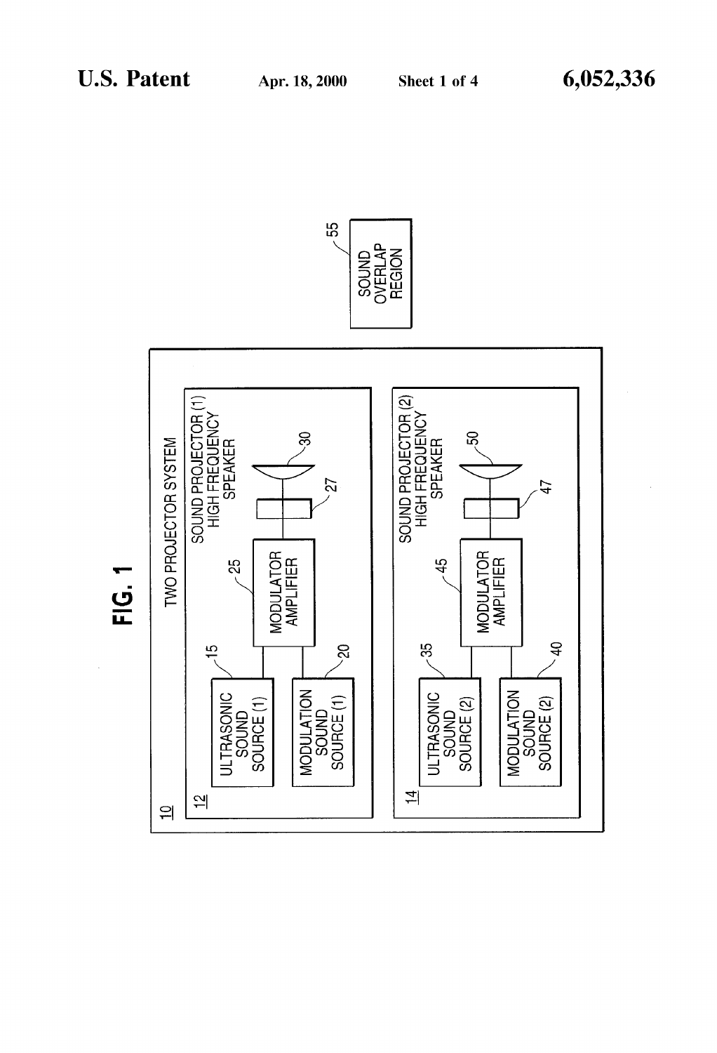FIG. 1

10 TWO PROJECTOR SYSTEM

12 SOUND PROJECTOR (1) HIGH FREQUENCY SPEAKER

15 ULTRASONIC SOUND SOURCE (1)

20 MODULATION SOUND SOURCE (1)

25 MODULATOR AMPLIFIER

27

30

14 SOUND PROJECTOR (2) HIGH FREQUENCY SPEAKER

35 ULTRASONIC SOUND SOURCE (2)

40 MODULATION SOUND SOURCE (2)

45 MODULATOR AMPLIFIER

47

50

55 SOUND OVERLAP REGION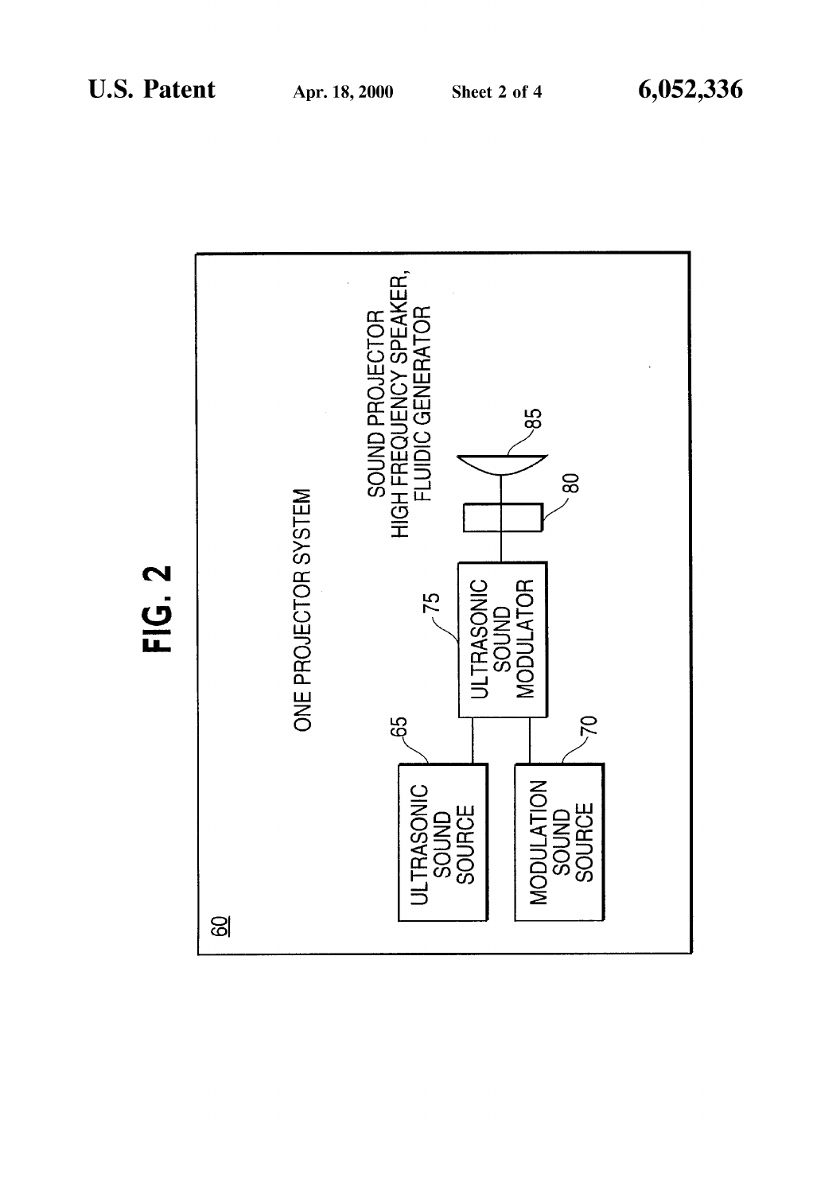FIG. 2

60

ONE PROJECTOR SYSTEM

ULTRASONIC SOUND SOURCE 65

MODULATION SOUND SOURCE 70

ULTRASONIC SOUND MODULATOR 75

80

85

SOUND PROJECTOR HIGH FREQUENCY SPEAKER, FLUIDIC GENERATOR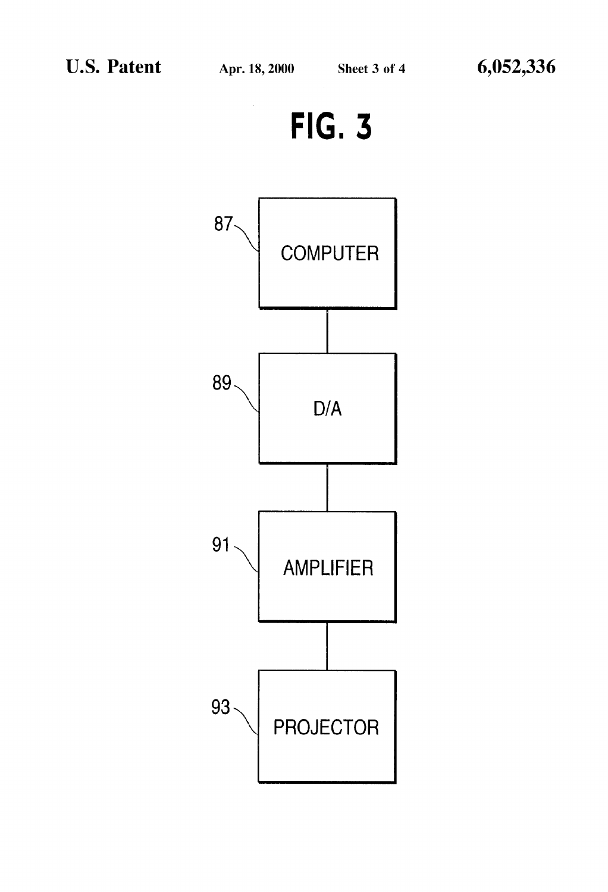# FIG. 3

87 COMPUTER

89 D/A

91 AMPLIFIER

93 PROJECTOR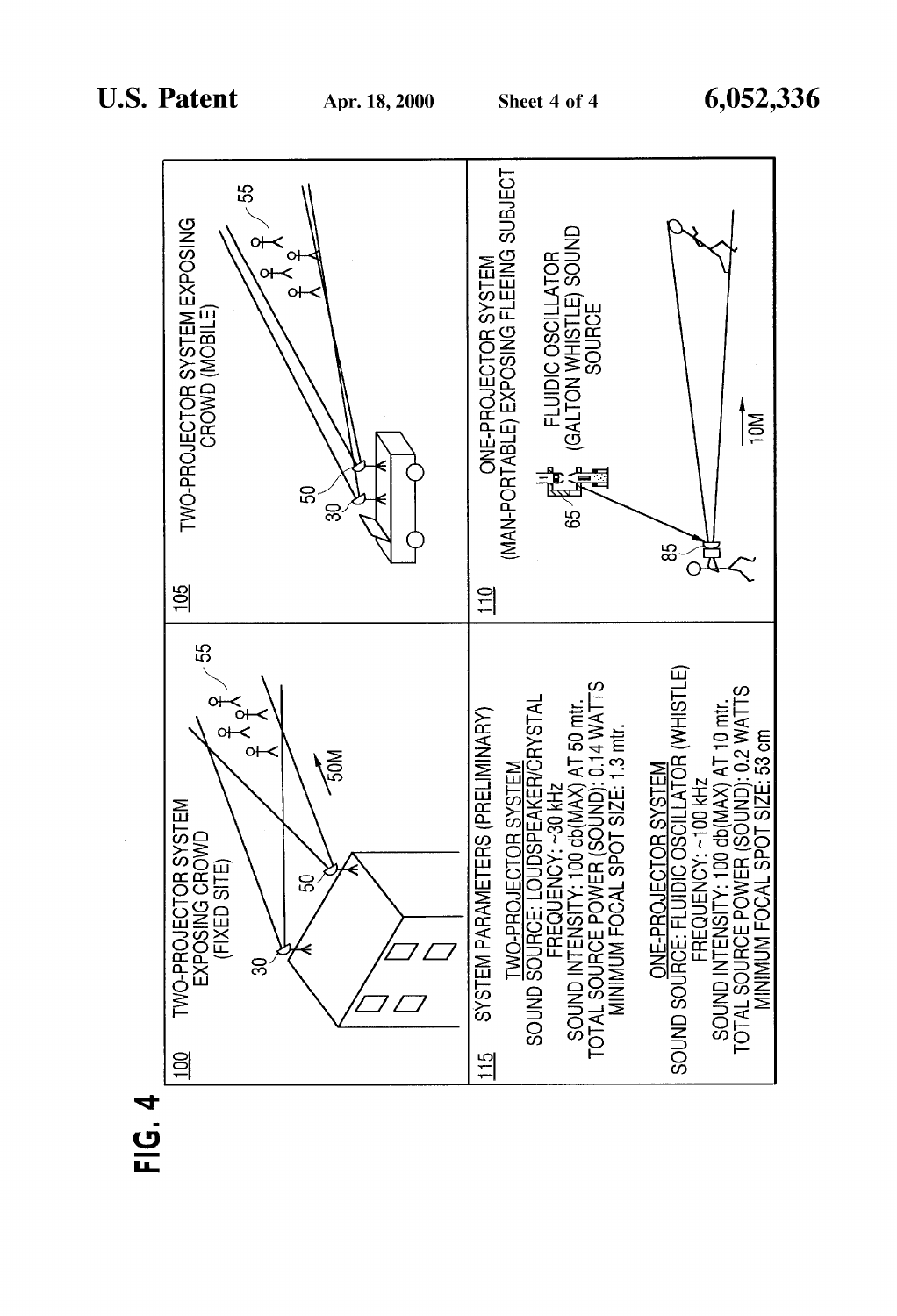# FIG. 4

**100** TWO-PROJECTOR SYSTEM EXPOSING CROWD (FIXED SITE)

30, 50, 55, 50M

**105** TWO-PROJECTOR SYSTEM EXPOSING CROWD (MOBILE)

50, 30, 55

**115** SYSTEM PARAMETERS (PRELIMINARY)

TWO-PROJECTOR SYSTEM
SOUND SOURCE: LOUDSPEAKER/CRYSTAL
FREQUENCY: ~30 kHz
SOUND INTENSITY: 100 db(MAX) AT 50 mtr.
TOTAL SOURCE POWER (SOUND): 0.14 WATTS
MINIMUM FOCAL SPOT SIZE: 1.3 mtr.

ONE-PROJECTOR SYSTEM
SOUND SOURCE: FLUIDIC OSCILLATOR (WHISTLE)
FREQUENCY: ~100 kHz
SOUND INTENSITY: 100 db(MAX) AT 10 mtr.
TOTAL SOURCE POWER (SOUND): 0.2 WATTS
MINIMUM FOCAL SPOT SIZE: 53 cm

**110** ONE-PROJECTOR SYSTEM (MAN-PORTABLE) EXPOSING FLEEING SUBJECT

FLUIDIC OSCILLATOR (GALTON WHISTLE) SOUND SOURCE

65, 85, 10M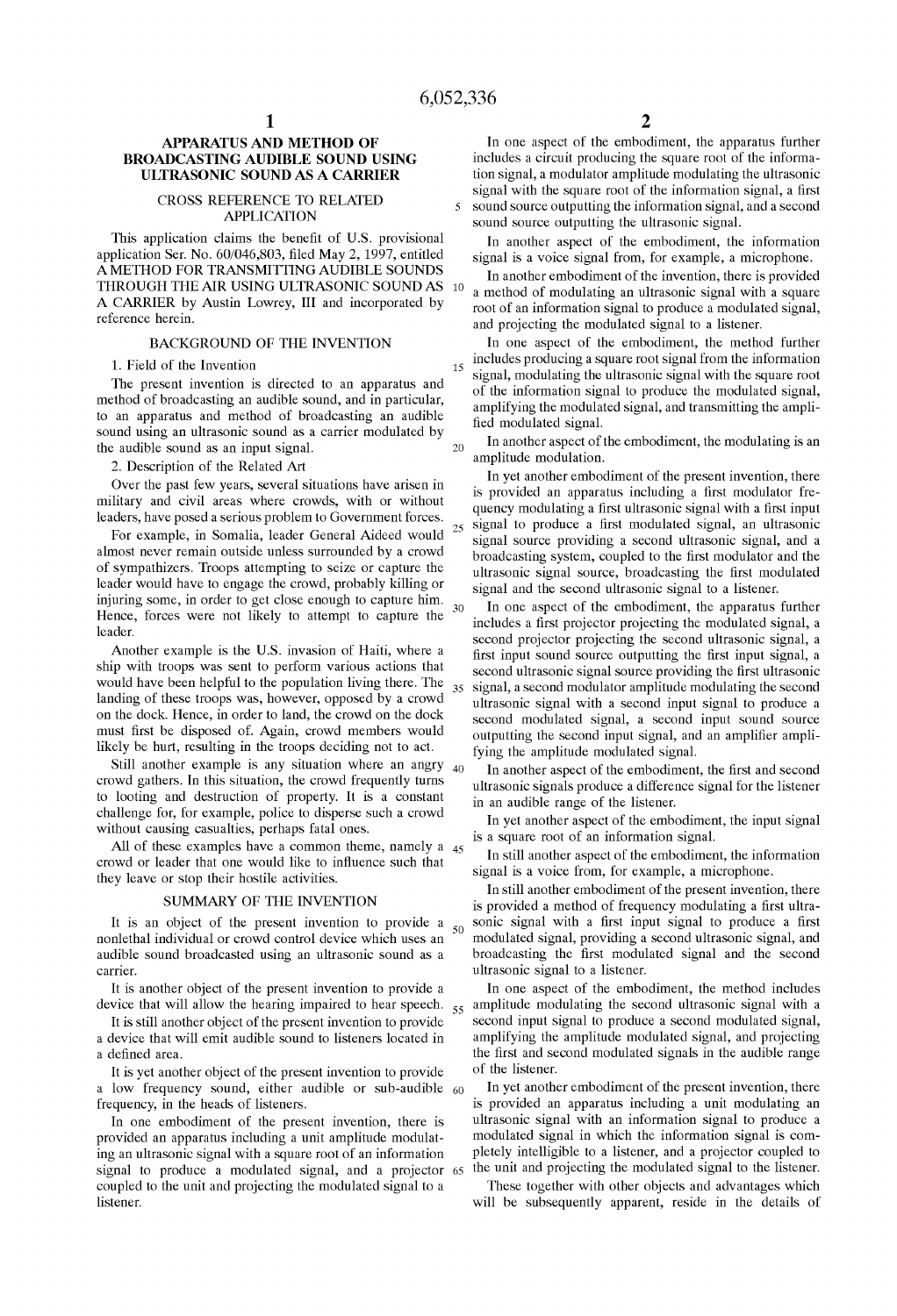# APPARATUS AND METHOD OF BROADCASTING AUDIBLE SOUND USING ULTRASONIC SOUND AS A CARRIER

## CROSS REFERENCE TO RELATED APPLICATION

This application claims the benefit of U.S. provisional application Ser. No. 60/046,803, filed May 2, 1997, entitled A METHOD FOR TRANSMITTING AUDIBLE SOUNDS THROUGH THE AIR USING ULTRASONIC SOUND AS A CARRIER by Austin Lowrey, III and incorporated by reference herein.

## BACKGROUND OF THE INVENTION

1. Field of the Invention

The present invention is directed to an apparatus and method of broadcasting an audible sound, and in particular, to an apparatus and method of broadcasting an audible sound using an ultrasonic sound as a carrier modulated by the audible sound as an input signal.

2. Description of the Related Art

Over the past few years, several situations have arisen in military and civil areas where crowds, with or without leaders, have posed a serious problem to Government forces.

For example, in Somalia, leader General Aideed would almost never remain outside unless surrounded by a crowd of sympathizers. Troops attempting to seize or capture the leader would have to engage the crowd, probably killing or injuring some, in order to get close enough to capture him. Hence, forces were not likely to attempt to capture the leader.

Another example is the U.S. invasion of Haiti, where a ship with troops was sent to perform various actions that would have been helpful to the population living there. The landing of these troops was, however, opposed by a crowd on the dock. Hence, in order to land, the crowd on the dock must first be disposed of. Again, crowd members would likely be hurt, resulting in the troops deciding not to act.

Still another example is any situation where an angry crowd gathers. In this situation, the crowd frequently turns to looting and destruction of property. It is a constant challenge for, for example, police to disperse such a crowd without causing casualties, perhaps fatal ones.

All of these examples have a common theme, namely a crowd or leader that one would like to influence such that they leave or stop their hostile activities.

## SUMMARY OF THE INVENTION

It is an object of the present invention to provide a nonlethal individual or crowd control device which uses an audible sound broadcasted using an ultrasonic sound as a carrier.

It is another object of the present invention to provide a device that will allow the hearing impaired to hear speech.

It is still another object of the present invention to provide a device that will emit audible sound to listeners located in a defined area.

It is yet another object of the present invention to provide a low frequency sound, either audible or sub-audible frequency, in the heads of listeners.

In one embodiment of the present invention, there is provided an apparatus including a unit amplitude modulating an ultrasonic signal with a square root of an information signal to produce a modulated signal, and a projector coupled to the unit and projecting the modulated signal to a listener.

In one aspect of the embodiment, the apparatus further includes a circuit producing the square root of the information signal, a modulator amplitude modulating the ultrasonic signal with the square root of the information signal, a first sound source outputting the information signal, and a second sound source outputting the ultrasonic signal.

In another aspect of the embodiment, the information signal is a voice signal from, for example, a microphone.

In another embodiment of the invention, there is provided a method of modulating an ultrasonic signal with a square root of an information signal to produce a modulated signal, and projecting the modulated signal to a listener.

In one aspect of the embodiment, the method further includes producing a square root signal from the information signal, modulating the ultrasonic signal with the square root of the information signal to produce the modulated signal, amplifying the modulated signal, and transmitting the amplified modulated signal.

In another aspect of the embodiment, the modulating is an amplitude modulation.

In yet another embodiment of the present invention, there is provided an apparatus including a first modulator frequency modulating a first ultrasonic signal with a first input signal to produce a first modulated signal, an ultrasonic signal source providing a second ultrasonic signal, and a broadcasting system, coupled to the first modulator and the ultrasonic signal source, broadcasting the first modulated signal and the second ultrasonic signal to a listener.

In one aspect of the embodiment, the apparatus further includes a first projector projecting the modulated signal, a second projector projecting the second ultrasonic signal, a first input sound source outputting the first input signal, a second ultrasonic signal source providing the first ultrasonic signal, a second modulator amplitude modulating the second ultrasonic signal with a second input signal to produce a second modulated signal, a second input sound source outputting the second input signal, and an amplifier amplifying the amplitude modulated signal.

In another aspect of the embodiment, the first and second ultrasonic signals produce a difference signal for the listener in an audible range of the listener.

In yet another aspect of the embodiment, the input signal is a square root of an information signal.

In still another aspect of the embodiment, the information signal is a voice from, for example, a microphone.

In still another embodiment of the present invention, there is provided a method of frequency modulating a first ultrasonic signal with a first input signal to produce a first modulated signal, providing a second ultrasonic signal, and broadcasting the first modulated signal and the second ultrasonic signal to a listener.

In one aspect of the embodiment, the method includes amplitude modulating the second ultrasonic signal with a second input signal to produce a second modulated signal, amplifying the amplitude modulated signal, and projecting the first and second modulated signals in the audible range of the listener.

In yet another embodiment of the present invention, there is provided an apparatus including a unit modulating an ultrasonic signal with an information signal to produce a modulated signal in which the information signal is completely intelligible to a listener, and a projector coupled to the unit and projecting the modulated signal to the listener.

These together with other objects and advantages which will be subsequently apparent, reside in the details of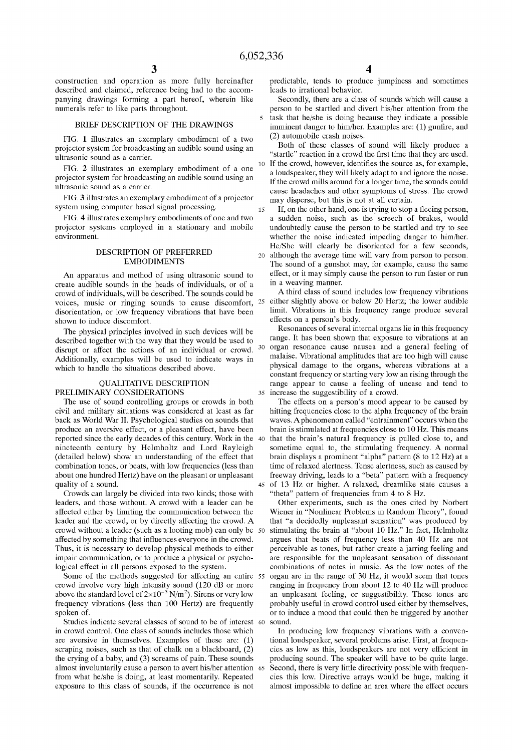construction and operation as more fully hereinafter described and claimed, reference being had to the accompanying drawings forming a part hereof, wherein like numerals refer to like parts throughout.

## BRIEF DESCRIPTION OF THE DRAWINGS

FIG. 1 illustrates an exemplary embodiment of a two projector system for broadcasting an audible sound using an ultrasonic sound as a carrier.

FIG. 2 illustrates an exemplary embodiment of a one projector system for broadcasting an audible sound using an ultrasonic sound as a carrier.

FIG. 3 illustrates an exemplary embodiment of a projector system using computer based signal processing.

FIG. 4 illustrates exemplary embodiments of one and two projector systems employed in a stationary and mobile environment.

## DESCRIPTION OF PREFERRED EMBODIMENTS

An apparatus and method of using ultrasonic sound to create audible sounds in the heads of individuals, or of a crowd of individuals, will be described. The sounds could be voices, music or ringing sounds to cause discomfort, disorientation, or low frequency vibrations that have been shown to induce discomfort.

The physical principles involved in such devices will be described together with the way that they would be used to disrupt or affect the actions of an individual or crowd. Additionally, examples will be used to indicate ways in which to handle the situations described above.

## QUALITATIVE DESCRIPTION

### PRELIMINARY CONSIDERATIONS

The use of sound controlling groups or crowds in both civil and military situations was considered at least as far back as World War II. Psychological studies on sounds that produce an aversive effect, or a pleasant effect, have been reported since the early decades of this century. Work in the nineteenth century by Helmholtz and Lord Rayleigh (detailed below) show an understanding of the effect that combination tones, or beats, with low frequencies (less than about one hundred Hertz) have on the pleasant or unpleasant quality of a sound.

Crowds can largely be divided into two kinds; those with leaders, and those without. A crowd with a leader can be affected either by limiting the communication between the leader and the crowd, or by directly affecting the crowd. A crowd without a leader (such as a looting mob) can only be affected by something that influences everyone in the crowd. Thus, it is necessary to develop physical methods to either impair communication, or to produce a physical or psychological effect in all persons exposed to the system.

Some of the methods suggested for affecting an entire crowd involve very high intensity sound (120 dB or more above the standard level of $2\times10^{-5}$ N/m$^2$). Sirens or very low frequency vibrations (less than 100 Hertz) are frequently spoken of.

Studies indicate several classes of sound to be of interest in crowd control. One class of sounds includes those which are aversive in themselves. Examples of these are: (1) scraping noises, such as that of chalk on a blackboard, (2) the crying of a baby, and (3) screams of pain. These sounds almost involuntarily cause a person to avert his/her attention from what he/she is doing, at least momentarily. Repeated exposure to this class of sounds, if the occurrence is not predictable, tends to produce jumpiness and sometimes leads to irrational behavior.

Secondly, there are a class of sounds which will cause a person to be startled and divert his/her attention from the task that he/she is doing because they indicate a possible imminent danger to him/her. Examples are: (1) gunfire, and (2) automobile crash noises.

Both of these classes of sound will likely produce a "startle" reaction in a crowd the first time that they are used. If the crowd, however, identifies the source as, for example, a loudspeaker, they will likely adapt to and ignore the noise. If the crowd mills around for a longer time, the sounds could cause headaches and other symptoms of stress. The crowd may disperse, but this is not at all certain.

If, on the other hand, one is trying to stop a fleeing person, a sudden noise, such as the screech of brakes, would undoubtedly cause the person to be startled and try to see whether the noise indicated impeding danger to him/her. He/She will clearly be disoriented for a few seconds, although the average time will vary from person to person. The sound of a gunshot may, for example, cause the same effect, or it may simply cause the person to run faster or run in a weaving manner.

A third class of sound includes low frequency vibrations either slightly above or below 20 Hertz; the lower audible limit. Vibrations in this frequency range produce several effects on a person's body.

Resonances of several internal organs lie in this frequency range. It has been shown that exposure to vibrations at an organ resonance cause nausea and a general feeling of malaise. Vibrational amplitudes that are too high will cause physical damage to the organs, whereas vibrations at a constant frequency or starting very low an rising through the range appear to cause a feeling of unease and tend to increase the suggestibility of a crowd.

The effects on a person's mood appear to be caused by hitting frequencies close to the alpha frequency of the brain waves. A phenomenon called "entrainment" occurs when the brain is stimulated at frequencies close to 10 Hz. This means that the brain's natural frequency is pulled close to, and sometime equal to, the stimulating frequency. A normal brain displays a prominent "alpha" pattern (8 to 12 Hz) at a time of relaxed alertness. Tense alertness, such as caused by freeway driving, leads to a "beta" pattern with a frequency of 13 Hz or higher. A relaxed, dreamlike state causes a "theta" pattern of frequencies from 4 to 8 Hz.

Other experiments, such as the ones cited by Norbert Wiener in "Nonlinear Problems in Random Theory", found that "a decidedly unpleasant sensation" was produced by stimulating the brain at "about 10 Hz." In fact, Helmholtz argues that beats of frequency less than 40 Hz are not perceivable as tones, but rather create a jarring feeling and are responsible for the unpleasant sensation of dissonant combinations of notes in music. As the low notes of the organ are in the range of 30 Hz, it would seem that tones ranging in frequency from about 12 to 40 Hz will produce an unpleasant feeling, or suggestibility. These tones are probably useful in crowd control used either by themselves, or to induce a mood that could then be triggered by another sound.

In producing low frequency vibrations with a conventional loudspeaker, several problems arise. First, at frequencies as low as this, loudspeakers are not very efficient in producing sound. The speaker will have to be quite large. Second, there is very little directivity possible with frequencies this low. Directive arrays would be huge, making it almost impossible to define an area where the effect occurs